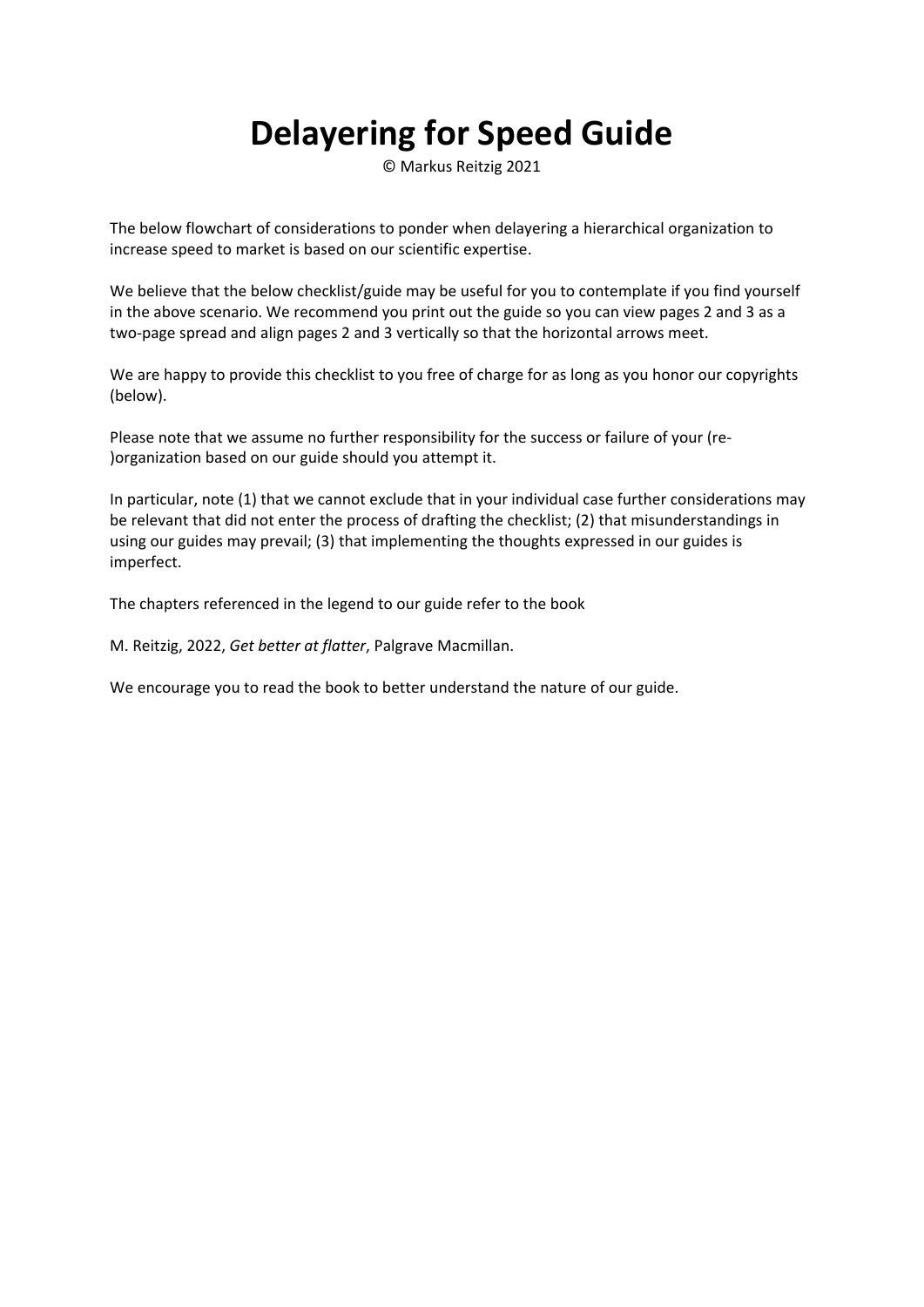# Delayering for Speed Guide

© Markus Reitzig 2021

The below flowchart of considerations to ponder when delayering a hierarchical organization to increase speed to market is based on our scientific expertise.

We believe that the below checklist/guide may be useful for you to contemplate if you find yourself in the above scenario. We recommend you print out the guide so you can view pages 2 and 3 as a two-page spread and align pages 2 and 3 vertically so that the horizontal arrows meet.

We are happy to provide this checklist to you free of charge for as long as you honor our copyrights (below).

Please note that we assume no further responsibility for the success or failure of your (re-)organization based on our guide should you attempt it.

In particular, note (1) that we cannot exclude that in your individual case further considerations may be relevant that did not enter the process of drafting the checklist; (2) that misunderstandings in using our guides may prevail; (3) that implementing the thoughts expressed in our guides is imperfect.

The chapters referenced in the legend to our guide refer to the book

M. Reitzig, 2022, *Get better at flatter*, Palgrave Macmillan.

We encourage you to read the book to better understand the nature of our guide.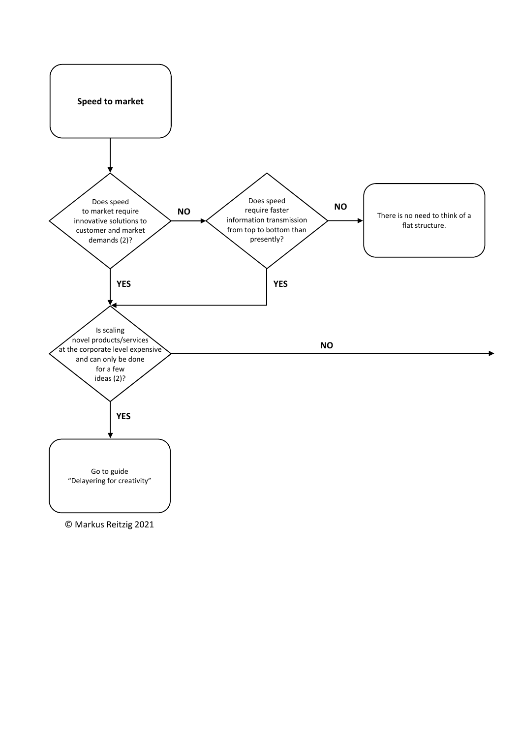**Speed to market**

Does speed to market require innovative solutions to customer and market demands (2)?

- **NO** → Does speed require faster information transmission from top to bottom than presently?
  - **NO** → There is no need to think of a flat structure.
  - **YES** → Is scaling novel products/services at the corporate level expensive and can only be done for a few ideas (2)?
- **YES** → Is scaling novel products/services at the corporate level expensive and can only be done for a few ideas (2)?
  - **NO** →
  - **YES** → Go to guide "Delayering for creativity"

© Markus Reitzig 2021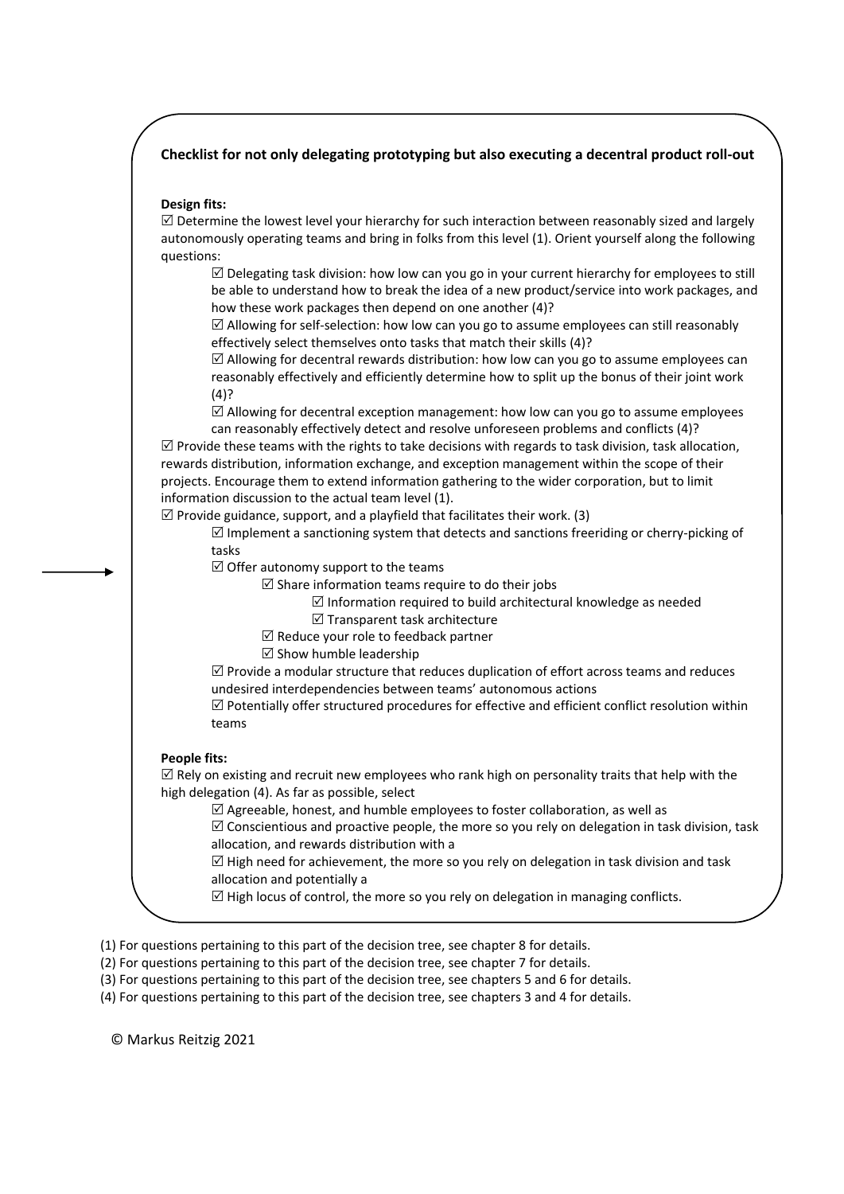**Checklist for not only delegating prototyping but also executing a decentral product roll-out**

**Design fits:**

☑ Determine the lowest level your hierarchy for such interaction between reasonably sized and largely autonomously operating teams and bring in folks from this level (1). Orient yourself along the following questions:

- ☑ Delegating task division: how low can you go in your current hierarchy for employees to still be able to understand how to break the idea of a new product/service into work packages, and how these work packages then depend on one another (4)?
- ☑ Allowing for self-selection: how low can you go to assume employees can still reasonably effectively select themselves onto tasks that match their skills (4)?
- ☑ Allowing for decentral rewards distribution: how low can you go to assume employees can reasonably effectively and efficiently determine how to split up the bonus of their joint work (4)?
- ☑ Allowing for decentral exception management: how low can you go to assume employees can reasonably effectively detect and resolve unforeseen problems and conflicts (4)?

☑ Provide these teams with the rights to take decisions with regards to task division, task allocation, rewards distribution, information exchange, and exception management within the scope of their projects. Encourage them to extend information gathering to the wider corporation, but to limit information discussion to the actual team level (1).

☑ Provide guidance, support, and a playfield that facilitates their work. (3)

- ☑ Implement a sanctioning system that detects and sanctions freeriding or cherry-picking of tasks
- ☑ Offer autonomy support to the teams
  - ☑ Share information teams require to do their jobs
    - ☑ Information required to build architectural knowledge as needed
    - ☑ Transparent task architecture
  - ☑ Reduce your role to feedback partner
  - ☑ Show humble leadership
- ☑ Provide a modular structure that reduces duplication of effort across teams and reduces undesired interdependencies between teams' autonomous actions
- ☑ Potentially offer structured procedures for effective and efficient conflict resolution within teams

**People fits:**

☑ Rely on existing and recruit new employees who rank high on personality traits that help with the high delegation (4). As far as possible, select

- ☑ Agreeable, honest, and humble employees to foster collaboration, as well as
- ☑ Conscientious and proactive people, the more so you rely on delegation in task division, task allocation, and rewards distribution with a
- ☑ High need for achievement, the more so you rely on delegation in task division and task allocation and potentially a
- ☑ High locus of control, the more so you rely on delegation in managing conflicts.

(1) For questions pertaining to this part of the decision tree, see chapter 8 for details.
(2) For questions pertaining to this part of the decision tree, see chapter 7 for details.
(3) For questions pertaining to this part of the decision tree, see chapters 5 and 6 for details.
(4) For questions pertaining to this part of the decision tree, see chapters 3 and 4 for details.

© Markus Reitzig 2021